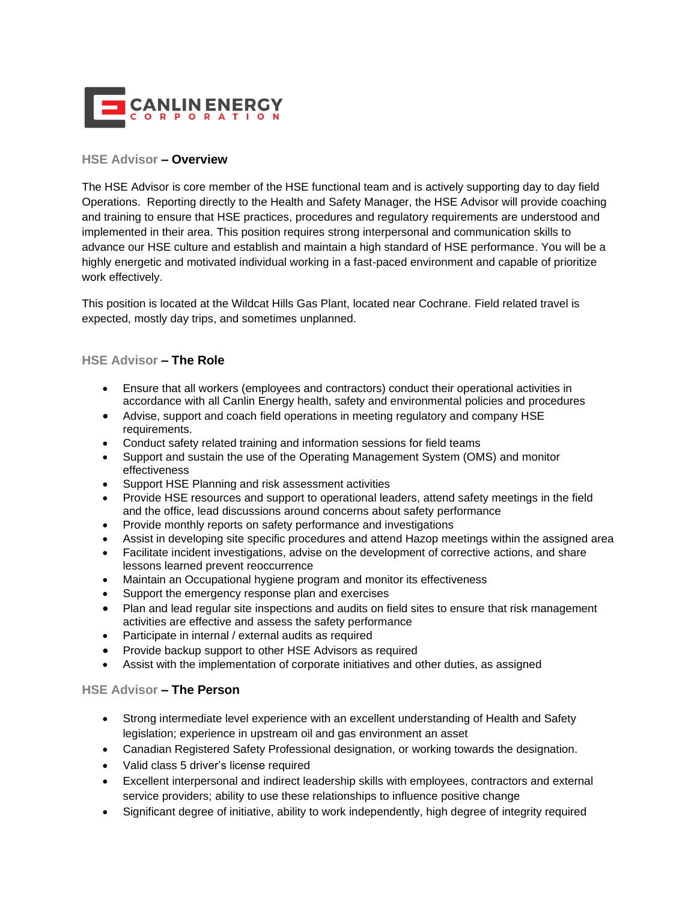CANLIN ENERGY CORPORATION

## HSE Advisor – Overview

The HSE Advisor is core member of the HSE functional team and is actively supporting day to day field Operations. Reporting directly to the Health and Safety Manager, the HSE Advisor will provide coaching and training to ensure that HSE practices, procedures and regulatory requirements are understood and implemented in their area. This position requires strong interpersonal and communication skills to advance our HSE culture and establish and maintain a high standard of HSE performance. You will be a highly energetic and motivated individual working in a fast-paced environment and capable of prioritize work effectively.

This position is located at the Wildcat Hills Gas Plant, located near Cochrane. Field related travel is expected, mostly day trips, and sometimes unplanned.

## HSE Advisor – The Role

- Ensure that all workers (employees and contractors) conduct their operational activities in accordance with all Canlin Energy health, safety and environmental policies and procedures
- Advise, support and coach field operations in meeting regulatory and company HSE requirements.
- Conduct safety related training and information sessions for field teams
- Support and sustain the use of the Operating Management System (OMS) and monitor effectiveness
- Support HSE Planning and risk assessment activities
- Provide HSE resources and support to operational leaders, attend safety meetings in the field and the office, lead discussions around concerns about safety performance
- Provide monthly reports on safety performance and investigations
- Assist in developing site specific procedures and attend Hazop meetings within the assigned area
- Facilitate incident investigations, advise on the development of corrective actions, and share lessons learned prevent reoccurrence
- Maintain an Occupational hygiene program and monitor its effectiveness
- Support the emergency response plan and exercises
- Plan and lead regular site inspections and audits on field sites to ensure that risk management activities are effective and assess the safety performance
- Participate in internal / external audits as required
- Provide backup support to other HSE Advisors as required
- Assist with the implementation of corporate initiatives and other duties, as assigned

## HSE Advisor – The Person

- Strong intermediate level experience with an excellent understanding of Health and Safety legislation; experience in upstream oil and gas environment an asset
- Canadian Registered Safety Professional designation, or working towards the designation.
- Valid class 5 driver's license required
- Excellent interpersonal and indirect leadership skills with employees, contractors and external service providers; ability to use these relationships to influence positive change
- Significant degree of initiative, ability to work independently, high degree of integrity required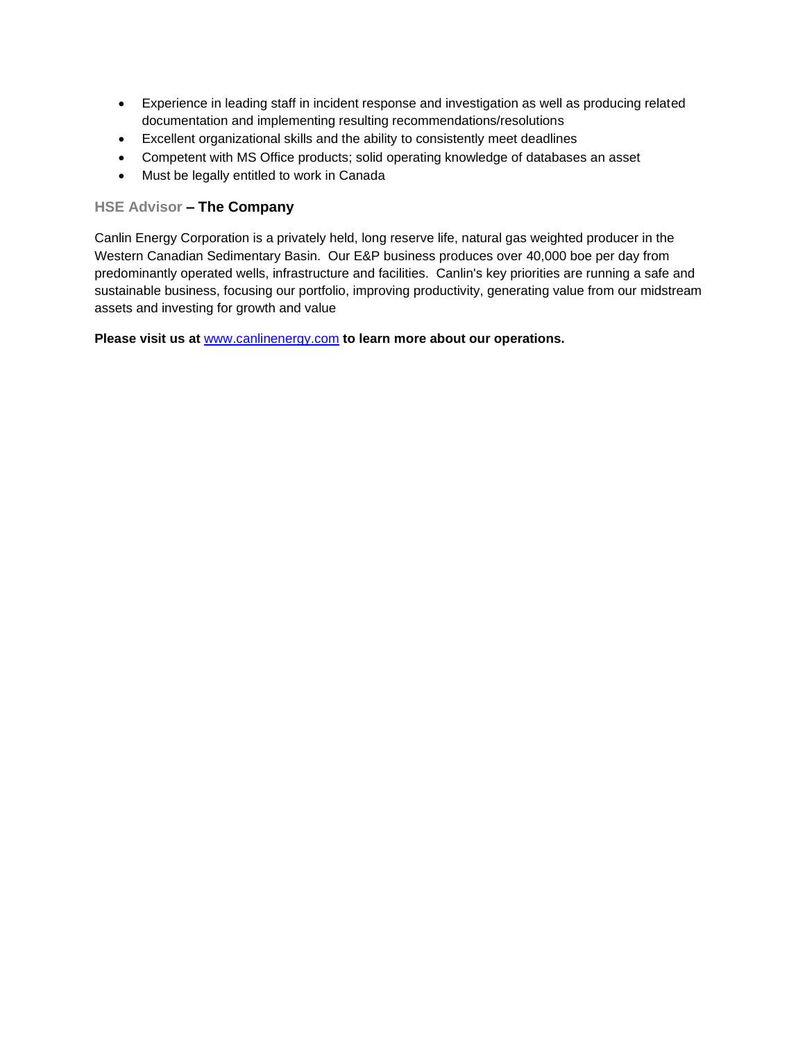- Experience in leading staff in incident response and investigation as well as producing related documentation and implementing resulting recommendations/resolutions
- Excellent organizational skills and the ability to consistently meet deadlines
- Competent with MS Office products; solid operating knowledge of databases an asset
- Must be legally entitled to work in Canada

### HSE Advisor – The Company

Canlin Energy Corporation is a privately held, long reserve life, natural gas weighted producer in the Western Canadian Sedimentary Basin. Our E&P business produces over 40,000 boe per day from predominantly operated wells, infrastructure and facilities. Canlin's key priorities are running a safe and sustainable business, focusing our portfolio, improving productivity, generating value from our midstream assets and investing for growth and value

**Please visit us at www.canlinenergy.com to learn more about our operations.**